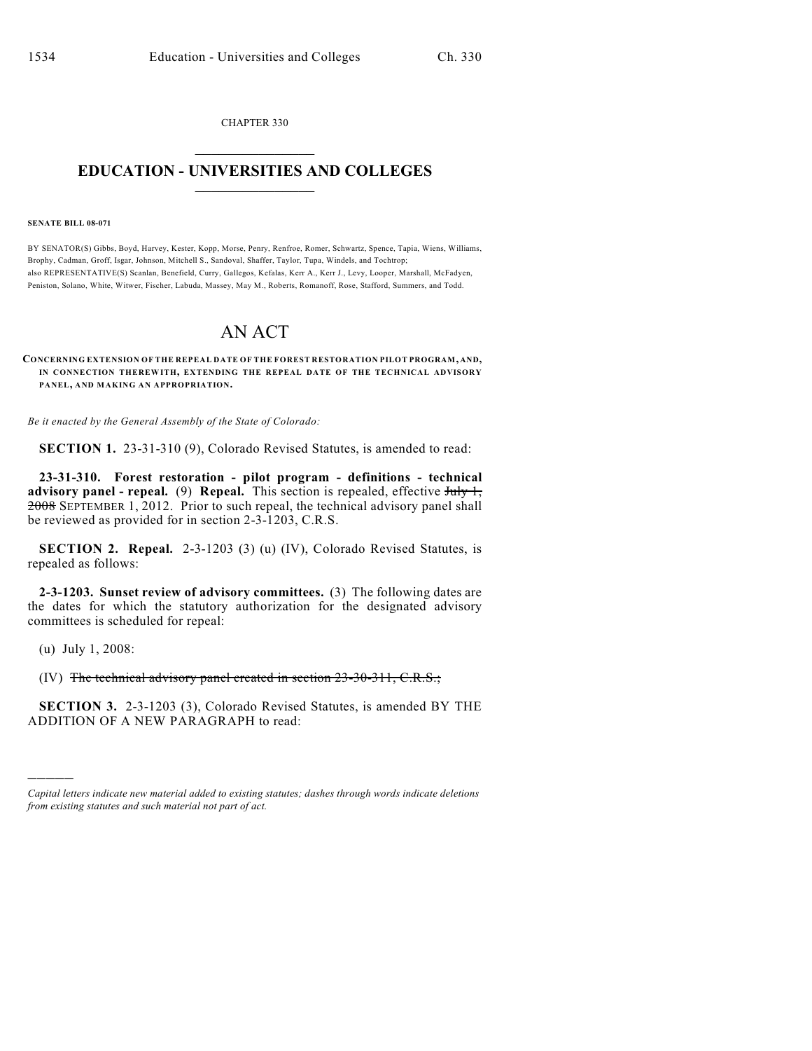CHAPTER 330

# EDUCATION - UNIVERSITIES AND COLLEGES

**SENATE BILL 08-071**

BY SENATOR(S) Gibbs, Boyd, Harvey, Kester, Kopp, Morse, Penry, Renfroe, Romer, Schwartz, Spence, Tapia, Wiens, Williams, Brophy, Cadman, Groff, Isgar, Johnson, Mitchell S., Sandoval, Shaffer, Taylor, Tupa, Windels, and Tochtrop;
also REPRESENTATIVE(S) Scanlan, Benefield, Curry, Gallegos, Kefalas, Kerr A., Kerr J., Levy, Looper, Marshall, McFadyen, Peniston, Solano, White, Witwer, Fischer, Labuda, Massey, May M., Roberts, Romanoff, Rose, Stafford, Summers, and Todd.

# AN ACT

**CONCERNING EXTENSION OF THE REPEAL DATE OF THE FOREST RESTORATION PILOT PROGRAM, AND, IN CONNECTION THEREWITH, EXTENDING THE REPEAL DATE OF THE TECHNICAL ADVISORY PANEL, AND MAKING AN APPROPRIATION.**

*Be it enacted by the General Assembly of the State of Colorado:*

**SECTION 1.** 23-31-310 (9), Colorado Revised Statutes, is amended to read:

**23-31-310. Forest restoration - pilot program - definitions - technical advisory panel - repeal.** (9) **Repeal.** This section is repealed, effective ~~July 1, 2008~~ SEPTEMBER 1, 2012. Prior to such repeal, the technical advisory panel shall be reviewed as provided for in section 2-3-1203, C.R.S.

**SECTION 2. Repeal.** 2-3-1203 (3) (u) (IV), Colorado Revised Statutes, is repealed as follows:

**2-3-1203. Sunset review of advisory committees.** (3) The following dates are the dates for which the statutory authorization for the designated advisory committees is scheduled for repeal:

(u) July 1, 2008:

(IV) ~~The technical advisory panel created in section 23-30-311, C.R.S.;~~

**SECTION 3.** 2-3-1203 (3), Colorado Revised Statutes, is amended BY THE ADDITION OF A NEW PARAGRAPH to read:

---

*Capital letters indicate new material added to existing statutes; dashes through words indicate deletions from existing statutes and such material not part of act.*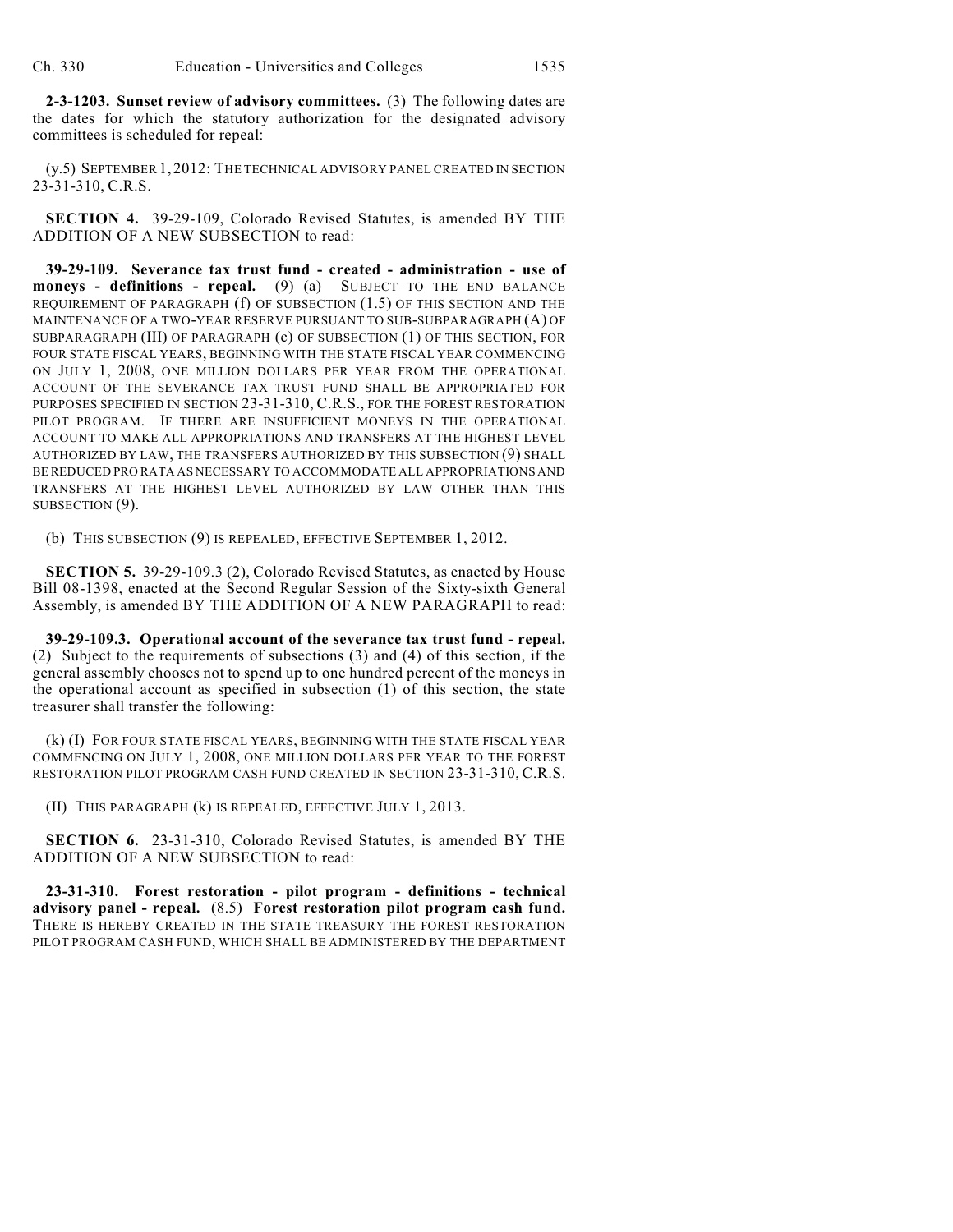**2-3-1203. Sunset review of advisory committees.** (3) The following dates are the dates for which the statutory authorization for the designated advisory committees is scheduled for repeal:

(y.5) SEPTEMBER 1, 2012: THE TECHNICAL ADVISORY PANEL CREATED IN SECTION 23-31-310, C.R.S.

**SECTION 4.** 39-29-109, Colorado Revised Statutes, is amended BY THE ADDITION OF A NEW SUBSECTION to read:

**39-29-109. Severance tax trust fund - created - administration - use of moneys - definitions - repeal.** (9) (a) SUBJECT TO THE END BALANCE REQUIREMENT OF PARAGRAPH (f) OF SUBSECTION (1.5) OF THIS SECTION AND THE MAINTENANCE OF A TWO-YEAR RESERVE PURSUANT TO SUB-SUBPARAGRAPH (A) OF SUBPARAGRAPH (III) OF PARAGRAPH (c) OF SUBSECTION (1) OF THIS SECTION, FOR FOUR STATE FISCAL YEARS, BEGINNING WITH THE STATE FISCAL YEAR COMMENCING ON JULY 1, 2008, ONE MILLION DOLLARS PER YEAR FROM THE OPERATIONAL ACCOUNT OF THE SEVERANCE TAX TRUST FUND SHALL BE APPROPRIATED FOR PURPOSES SPECIFIED IN SECTION 23-31-310, C.R.S., FOR THE FOREST RESTORATION PILOT PROGRAM. IF THERE ARE INSUFFICIENT MONEYS IN THE OPERATIONAL ACCOUNT TO MAKE ALL APPROPRIATIONS AND TRANSFERS AT THE HIGHEST LEVEL AUTHORIZED BY LAW, THE TRANSFERS AUTHORIZED BY THIS SUBSECTION (9) SHALL BE REDUCED PRO RATA AS NECESSARY TO ACCOMMODATE ALL APPROPRIATIONS AND TRANSFERS AT THE HIGHEST LEVEL AUTHORIZED BY LAW OTHER THAN THIS SUBSECTION (9).

(b) THIS SUBSECTION (9) IS REPEALED, EFFECTIVE SEPTEMBER 1, 2012.

**SECTION 5.** 39-29-109.3 (2), Colorado Revised Statutes, as enacted by House Bill 08-1398, enacted at the Second Regular Session of the Sixty-sixth General Assembly, is amended BY THE ADDITION OF A NEW PARAGRAPH to read:

**39-29-109.3. Operational account of the severance tax trust fund - repeal.** (2) Subject to the requirements of subsections (3) and (4) of this section, if the general assembly chooses not to spend up to one hundred percent of the moneys in the operational account as specified in subsection (1) of this section, the state treasurer shall transfer the following:

(k) (I) FOR FOUR STATE FISCAL YEARS, BEGINNING WITH THE STATE FISCAL YEAR COMMENCING ON JULY 1, 2008, ONE MILLION DOLLARS PER YEAR TO THE FOREST RESTORATION PILOT PROGRAM CASH FUND CREATED IN SECTION 23-31-310, C.R.S.

(II) THIS PARAGRAPH (k) IS REPEALED, EFFECTIVE JULY 1, 2013.

**SECTION 6.** 23-31-310, Colorado Revised Statutes, is amended BY THE ADDITION OF A NEW SUBSECTION to read:

**23-31-310. Forest restoration - pilot program - definitions - technical advisory panel - repeal.** (8.5) **Forest restoration pilot program cash fund.** THERE IS HEREBY CREATED IN THE STATE TREASURY THE FOREST RESTORATION PILOT PROGRAM CASH FUND, WHICH SHALL BE ADMINISTERED BY THE DEPARTMENT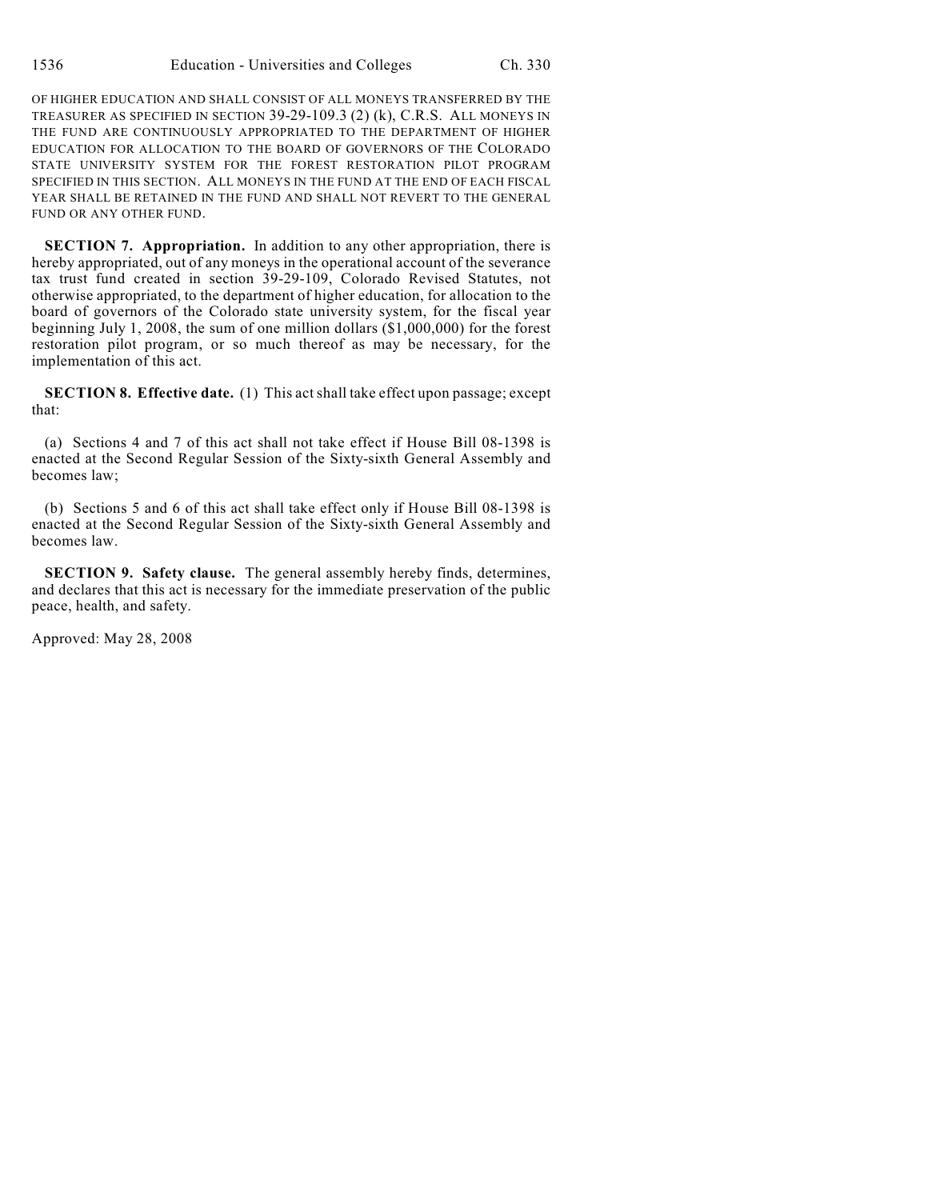OF HIGHER EDUCATION AND SHALL CONSIST OF ALL MONEYS TRANSFERRED BY THE TREASURER AS SPECIFIED IN SECTION 39-29-109.3 (2) (k), C.R.S. ALL MONEYS IN THE FUND ARE CONTINUOUSLY APPROPRIATED TO THE DEPARTMENT OF HIGHER EDUCATION FOR ALLOCATION TO THE BOARD OF GOVERNORS OF THE COLORADO STATE UNIVERSITY SYSTEM FOR THE FOREST RESTORATION PILOT PROGRAM SPECIFIED IN THIS SECTION. ALL MONEYS IN THE FUND AT THE END OF EACH FISCAL YEAR SHALL BE RETAINED IN THE FUND AND SHALL NOT REVERT TO THE GENERAL FUND OR ANY OTHER FUND.

**SECTION 7. Appropriation.** In addition to any other appropriation, there is hereby appropriated, out of any moneys in the operational account of the severance tax trust fund created in section 39-29-109, Colorado Revised Statutes, not otherwise appropriated, to the department of higher education, for allocation to the board of governors of the Colorado state university system, for the fiscal year beginning July 1, 2008, the sum of one million dollars ($1,000,000) for the forest restoration pilot program, or so much thereof as may be necessary, for the implementation of this act.

**SECTION 8. Effective date.** (1) This act shall take effect upon passage; except that:

(a) Sections 4 and 7 of this act shall not take effect if House Bill 08-1398 is enacted at the Second Regular Session of the Sixty-sixth General Assembly and becomes law;

(b) Sections 5 and 6 of this act shall take effect only if House Bill 08-1398 is enacted at the Second Regular Session of the Sixty-sixth General Assembly and becomes law.

**SECTION 9. Safety clause.** The general assembly hereby finds, determines, and declares that this act is necessary for the immediate preservation of the public peace, health, and safety.

Approved: May 28, 2008